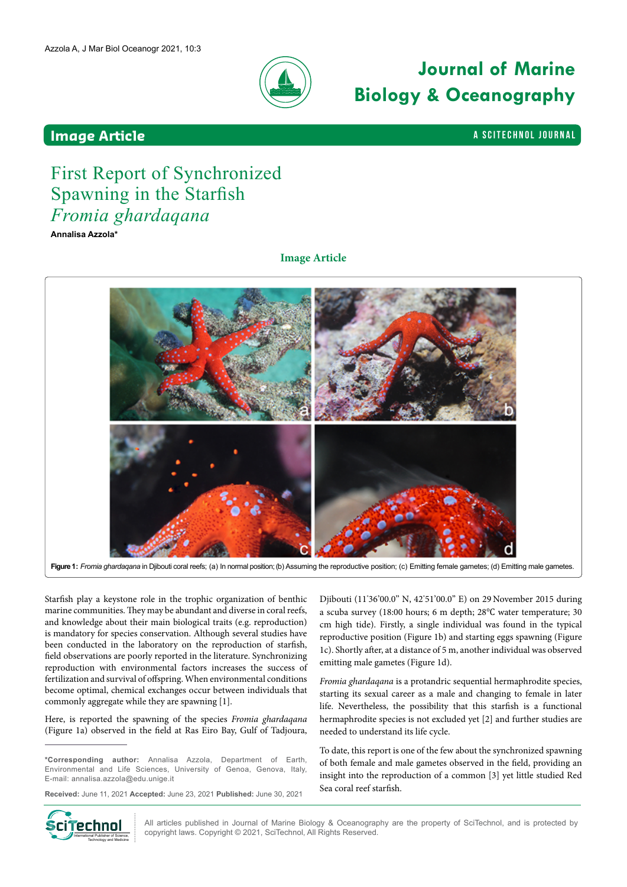# First Report of Synchronized Spawning in the Starfish *Fromia ghardaqana*

**Annalisa Azzola***

Image Article

Figure 1: *Fromia ghardaqana* in Djibouti coral reefs; (a) In normal position; (b) Assuming the reproductive position; (c) Emitting female gametes; (d) Emitting male gametes.

Starfish play a keystone role in the trophic organization of benthic marine communities. They may be abundant and diverse in coral reefs, and knowledge about their main biological traits (e.g. reproduction) is mandatory for species conservation. Although several studies have been conducted in the laboratory on the reproduction of starfish, field observations are poorly reported in the literature. Synchronizing reproduction with environmental factors increases the success of fertilization and survival of offspring. When environmental conditions become optimal, chemical exchanges occur between individuals that commonly aggregate while they are spawning [1].

Here, is reported the spawning of the species *Fromia ghardaqana* (Figure 1a) observed in the field at Ras Eiro Bay, Gulf of Tadjoura, Djibouti (11˚36'00.0" N, 42˚51'00.0" E) on 29 November 2015 during a scuba survey (18:00 hours; 6 m depth; 28°C water temperature; 30 cm high tide). Firstly, a single individual was found in the typical reproductive position (Figure 1b) and starting eggs spawning (Figure 1c). Shortly after, at a distance of 5 m, another individual was observed emitting male gametes (Figure 1d).

*Fromia ghardaqana* is a protandric sequential hermaphrodite species, starting its sexual career as a male and changing to female in later life. Nevertheless, the possibility that this starfish is a functional hermaphrodite species is not excluded yet [2] and further studies are needed to understand its life cycle.

To date, this report is one of the few about the synchronized spawning of both female and male gametes observed in the field, providing an insight into the reproduction of a common [3] yet little studied Red Sea coral reef starfish.

***Corresponding author:** Annalisa Azzola, Department of Earth, Environmental and Life Sciences, University of Genoa, Genova, Italy, E-mail: annalisa.azzola@edu.unige.it

**Received:** June 11, 2021 **Accepted:** June 23, 2021 **Published:** June 30, 2021

All articles published in Journal of Marine Biology & Oceanography are the property of SciTechnol, and is protected by copyright laws. Copyright © 2021, SciTechnol, All Rights Reserved.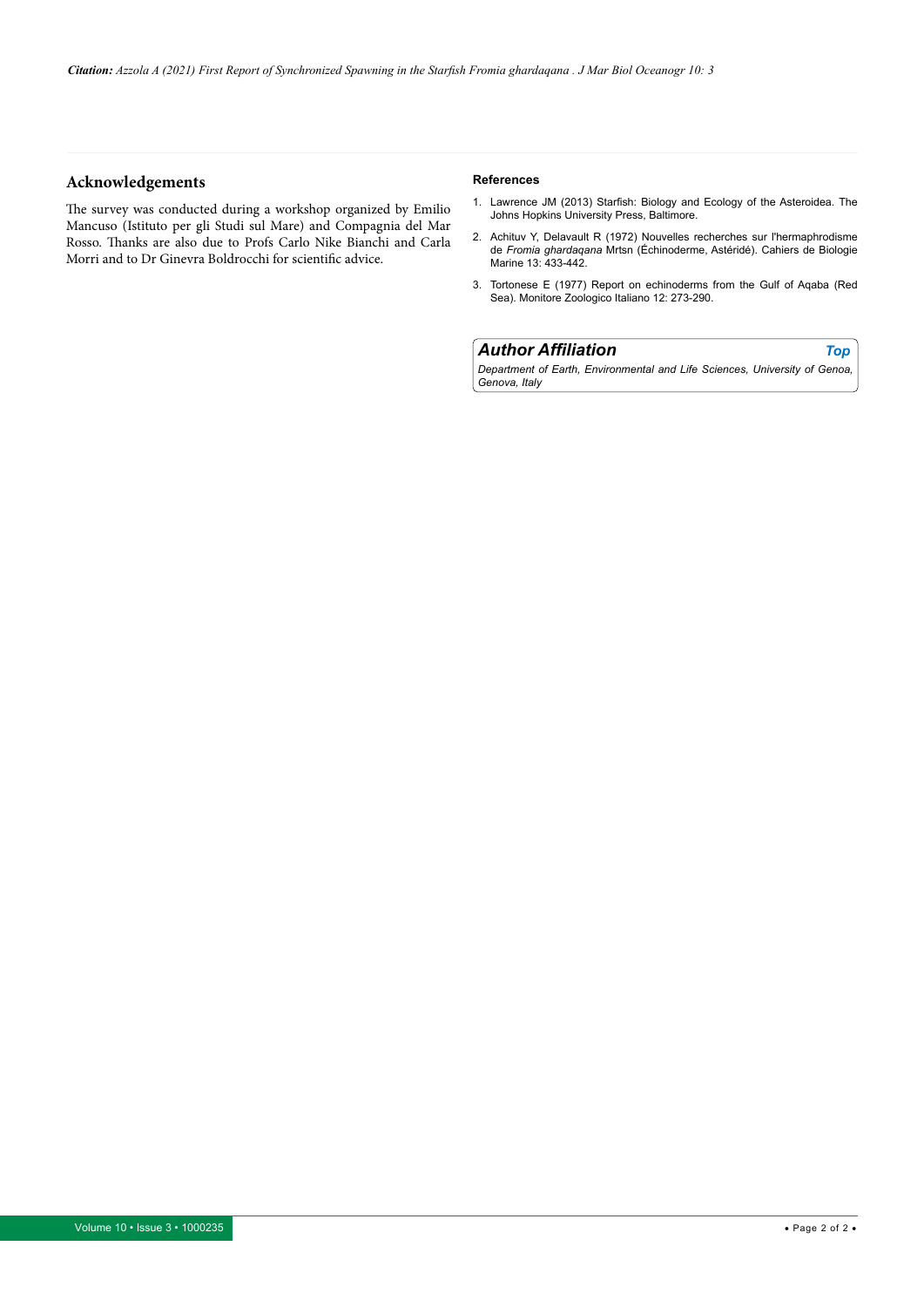## Acknowledgements

The survey was conducted during a workshop organized by Emilio Mancuso (Istituto per gli Studi sul Mare) and Compagnia del Mar Rosso. Thanks are also due to Profs Carlo Nike Bianchi and Carla Morri and to Dr Ginevra Boldrocchi for scientific advice.

## References

1. Lawrence JM (2013) Starfish: Biology and Ecology of the Asteroidea. The Johns Hopkins University Press, Baltimore.
2. Achituv Y, Delavault R (1972) Nouvelles recherches sur l'hermaphrodisme de *Fromia ghardaqana* Mrtsn (Échinoderme, Astéridé). Cahiers de Biologie Marine 13: 433-442.
3. Tortonese E (1977) Report on echinoderms from the Gulf of Aqaba (Red Sea). Monitore Zoologico Italiano 12: 273-290.

### *Author Affiliation*

*Department of Earth, Environmental and Life Sciences, University of Genoa, Genova, Italy*